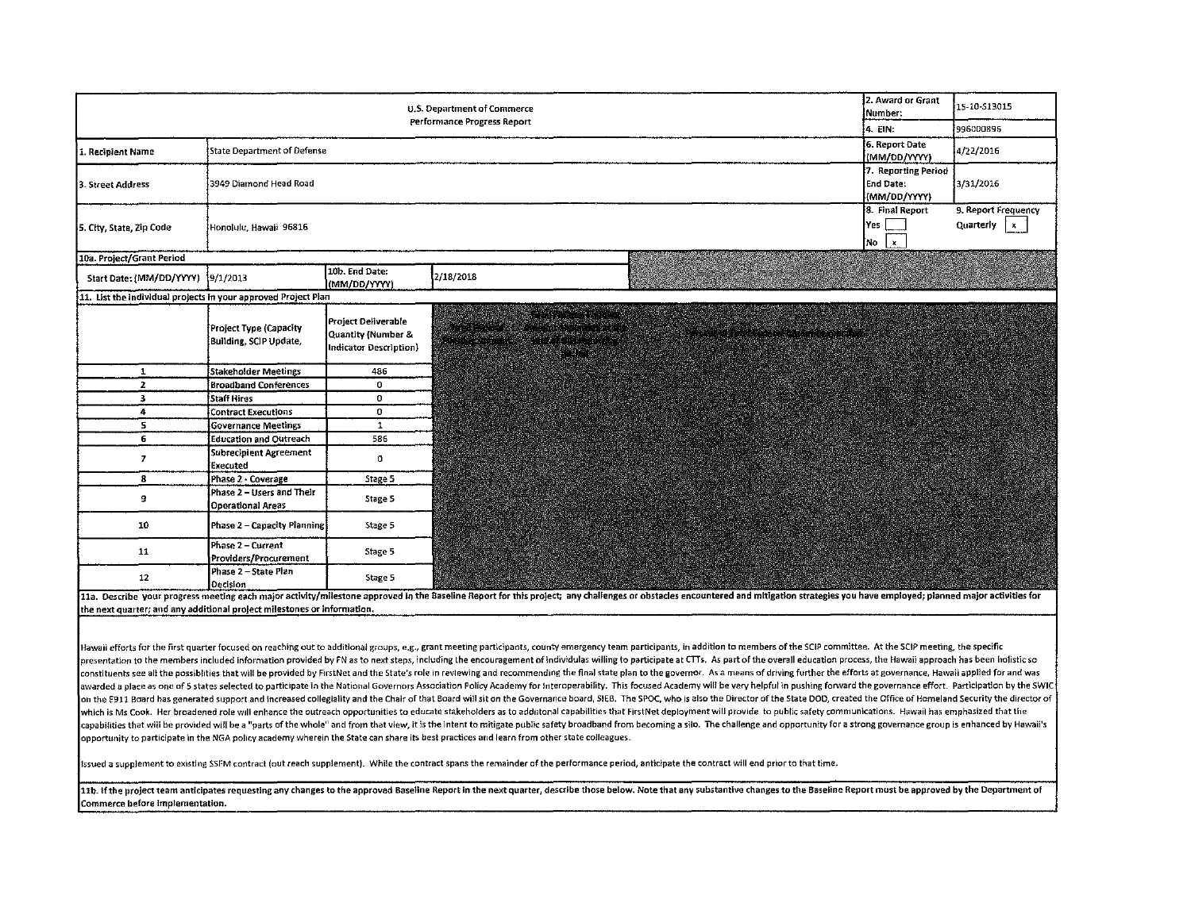# U.S. Department of Commerce
## Performance Progress Report

| | |
|---|---|
| 2. Award or Grant Number: | 15-10-S13015 |
| 4. EIN: | 996000896 |
| 1. Recipient Name | State Department of Defense |
| 6. Report Date (MM/DD/YYYY) | 4/22/2016 |
| 3. Street Address | 3949 Diamond Head Road |
| 7. Reporting Period End Date: (MM/DD/YYYY) | 3/31/2016 |
| 5. City, State, Zip Code | Honolulu, Hawaii 96816 |
| 8. Final Report | Yes [ ] No [x] |
| 9. Report Frequency | Quarterly [x] |

**10a. Project/Grant Period**

| Start Date: (MM/DD/YYYY) | 9/1/2013 | 10b. End Date: (MM/DD/YYYY) | 2/18/2018 |
|---|---|---|---|

**11. List the individual projects in your approved Project Plan**

| | Project Type (Capacity Building, SCIP Update, | Project Deliverable Quantity (Number & Indicator Description) |
|---|---|---|
| 1 | Stakeholder Meetings | 486 |
| 2 | Broadband Conferences | 0 |
| 3 | Staff Hires | 0 |
| 4 | Contract Executions | 0 |
| 5 | Governance Meetings | 1 |
| 6 | Education and Outreach | 586 |
| 7 | Subrecipient Agreement Executed | 0 |
| 8 | Phase 2 - Coverage | Stage 5 |
| 9 | Phase 2 – Users and Their Operational Areas | Stage 5 |
| 10 | Phase 2 – Capacity Planning | Stage 5 |
| 11 | Phase 2 – Current Providers/Procurement | Stage 5 |
| 12 | Phase 2 – State Plan Decision | Stage 5 |

**11a. Describe your progress meeting each major activity/milestone approved in the Baseline Report for this project; any challenges or obstacles encountered and mitigation strategies you have employed; planned major activities for the next quarter; and any additional project milestones or information.**

Hawaii efforts for the first quarter focused on reaching out to additional groups, e.g., grant meeting participants, county emergency team participants, in addition to members of the SCIP committee. At the SCIP meeting, the specific presentation to the members included information provided by FN as to next steps, including the encouragement of individulas willing to participate at CTTs. As part of the overall education process, the Hawaii approach has been holistic so constituents see all the possibilities that will be provided by FirstNet and the State's role in reviewing and recommending the final state plan to the governor. As a means of driving further the efforts at governance, Hawaii applied for and was awarded a place as one of 5 states selected to participate in the National Governors Association Policy Academy for Interoperability. This focused Academy will be very helpful in pushing forward the governance effort. Participation by the SWIC on the E911 Board has generated support and increased collegiality and the Chair of that Board will sit on the Governance board, SIEB. The SPOC, who is also the Director of the State DOD, created the Office of Homeland Security the director of which is Ms Cook. Her broadened role will enhance the outreach opportunities to educate stakeholders as to additonal capabilities that FirstNet deployment will provide to public safety communications. Hawaii has emphasized that the capabilities that will be provided will be a "parts of the whole" and from that view, it is the intent to mitigate public safety broadband from becoming a silo. The challenge and opportunity for a strong governance group is enhanced by Hawaii's opportunity to participate in the NGA policy academy wherein the State can share its best practices and learn from other state colleagues.

Issued a supplement to existing SSFM contract (out reach supplement). While the contract spans the remainder of the performance period, anticipate the contract will end prior to that time.

**11b. If the project team anticipates requesting any changes to the approved Baseline Report in the next quarter, describe those below. Note that any substantive changes to the Baseline Report must be approved by the Department of Commerce before implementation.**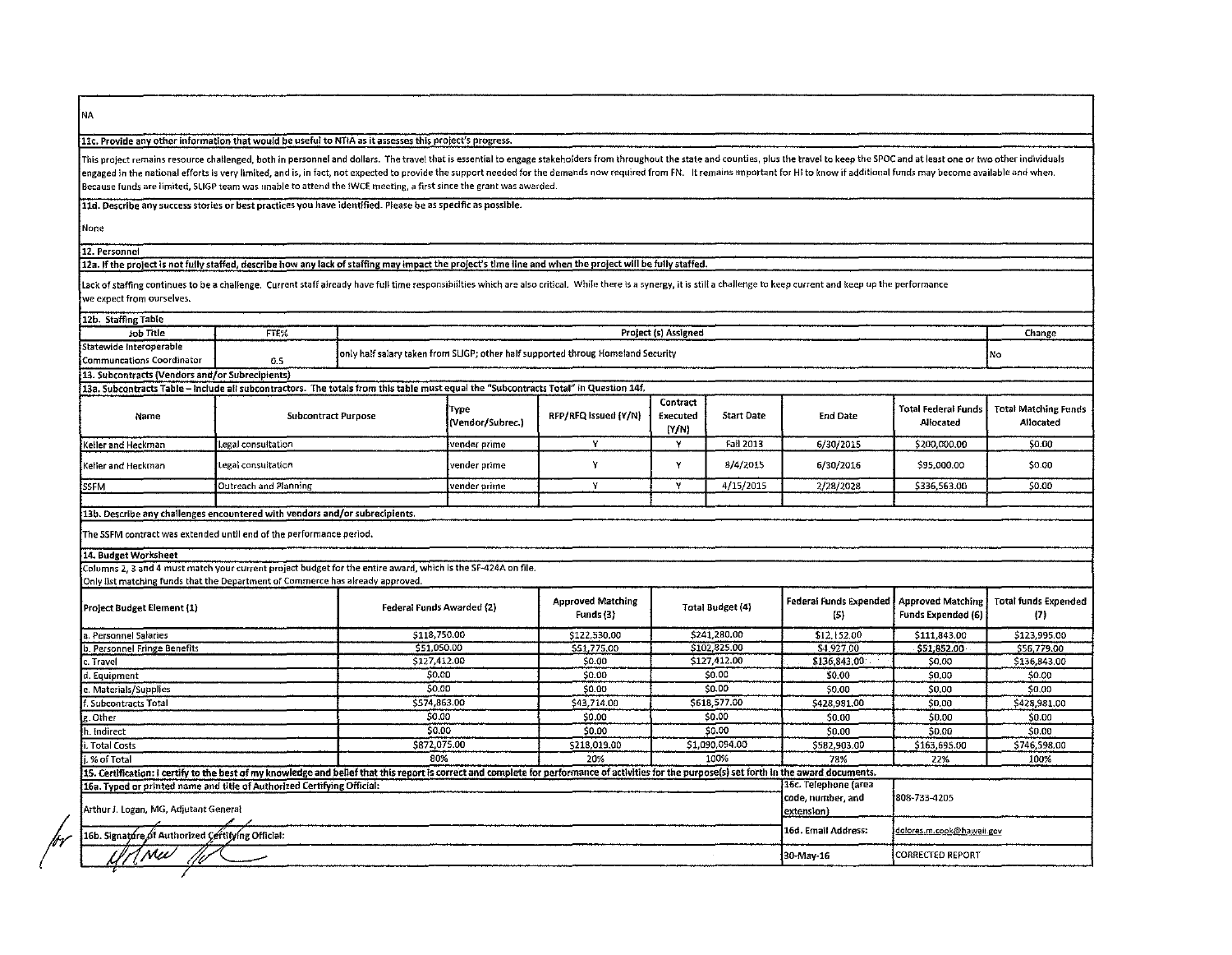NA

**11c. Provide any other information that would be useful to NTIA as it assesses this project's progress.**

This project remains resource challenged, both in personnel and dollars. The travel that is essential to engage stakeholders from throughout the state and counties, plus the travel to keep the SPOC and at least one or two other individuals engaged in the national efforts is very limited, and is, in fact, not expected to provide the support needed for the demands now required from FN. It remains important for HI to know if additional funds may become available and when. Because funds are limited, SLIGP team was unable to attend the IWCE meeting, a first since the grant was awarded.

**11d. Describe any success stories or best practices you have identified. Please be as specific as possible.**

None

**12. Personnel**

**12a. If the project is not fully staffed, describe how any lack of staffing may impact the project's time line and when the project will be fully staffed.**

Lack of staffing continues to be a challenge. Current staff already have full time responsibilities which are also critical. While there is a synergy, it is still a challenge to keep current and keep up the performance we expect from ourselves.

**12b. Staffing Table**

| Job Title | FTE% | Project (s) Assigned | Change |
|---|---|---|---|
| Statewide Interoperable Communcations Coordinator | 0.5 | only half salary taken from SLIGP; other half supported throug Homeland Security | No |

**13. Subcontracts (Vendors and/or Subrecipients)**

**13a. Subcontracts Table – Include all subcontractors. The totals from this table must equal the "Subcontracts Total" in Question 14f.**

| Name | Subcontract Purpose | Type (Vendor/Subrec.) | RFP/RFQ Issued (Y/N) | Contract Executed (Y/N) | Start Date | End Date | Total Federal Funds Allocated | Total Matching Funds Allocated |
|---|---|---|---|---|---|---|---|---|
| Keller and Heckman | Legal consultation | vender prime | Y | Y | Fall 2013 | 6/30/2015 | $200,000.00 | $0.00 |
| Keller and Heckman | Legal consultation | vender prime | Y | Y | 8/4/2015 | 6/30/2016 | $95,000.00 | $0.00 |
| SSFM | Outreach and Planning | vender prime | Y | Y | 4/15/2015 | 2/28/2028 | $336,563.00 | $0.00 |
| | | | | | | | | |

**13b. Describe any challenges encountered with vendors and/or subrecipients.**

The SSFM contract was extended until end of the performance period.

**14. Budget Worksheet**

Columns 2, 3 and 4 must match your current project budget for the entire award, which is the SF-424A on file.
Only list matching funds that the Department of Commerce has already approved.

| Project Budget Element (1) | Federal Funds Awarded (2) | Approved Matching Funds (3) | Total Budget (4) | Federal Funds Expended (5) | Approved Matching Funds Expended (6) | Total funds Expended (7) |
|---|---|---|---|---|---|---|
| a. Personnel Salaries | $118,750.00 | $122,530.00 | $241,280.00 | $12,152.00 | $111,843.00 | $123,995.00 |
| b. Personnel Fringe Benefits | $51,050.00 | $51,775.00 | $102,825.00 | $4,927.00 | $51,852.00 | $56,779.00 |
| c. Travel | $127,412.00 | $0.00 | $127,412.00 | $136,843.00 | $0.00 | $136,843.00 |
| d. Equipment | $0.00 | $0.00 | $0.00 | $0.00 | $0.00 | $0.00 |
| e. Materials/Supplies | $0.00 | $0.00 | $0.00 | $0.00 | $0.00 | $0.00 |
| f. Subcontracts Total | $574,863.00 | $43,714.00 | $618,577.00 | $428,981.00 | $0.00 | $428,981.00 |
| g. Other | $0.00 | $0.00 | $0.00 | $0.00 | $0.00 | $0.00 |
| h. Indirect | $0.00 | $0.00 | $0.00 | $0.00 | $0.00 | $0.00 |
| i. Total Costs | $872,075.00 | $218,019.00 | $1,090,094.00 | $582,903.00 | $163,695.00 | $746,598.00 |
| j. % of Total | 80% | 20% | 100% | 78% | 22% | 100% |

**15. Certification: I certify to the best of my knowledge and belief that this report is correct and complete for performance of activities for the purpose(s) set forth in the award documents.**

| | | |
|---|---|---|
| **16a. Typed or printed name and title of Authorized Certifying Official:** Arthur J. Logan, MG, Adjutant General | 16c. Telephone (area code, number, and extension) | 808-733-4205 |
| **16b. Signature of Authorized Certifying Official:** | 16d. Email Address: | dolores.m.cook@hawaii.gov |
| | 30-May-16 | CORRECTED REPORT |